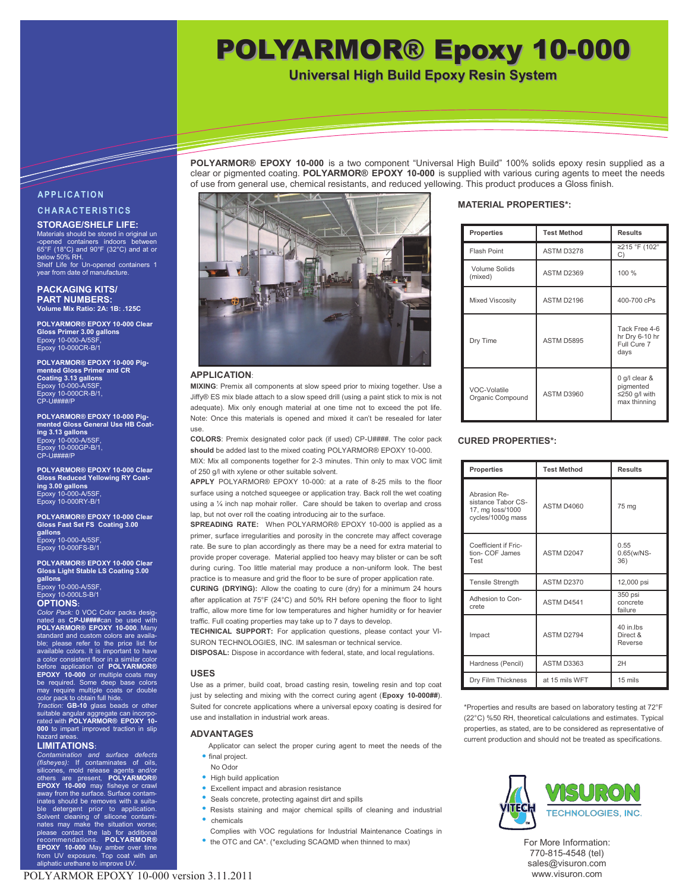# POLYARMOR® Epoxy 10-000

## Universal High Build Epoxy Resin System

**POLYARMOR® EPOXY 10-000** is a two component "Universal High Build" 100% solids epoxy resin supplied as a clear or pigmented coating. **POLYARMOR® EPOXY 10-000** is supplied with various curing agents to meet the needs of use from general use, chemical resistants, and reduced yellowing. This product produces a Gloss finish.

## APPLICATION CHARACTERISTICS

### STORAGE/SHELF LIFE:

Materials should be stored in original un-opened containers indoors between 65°F (18°C) and 90°F (32°C) and at or below 50% RH.
Shelf Life for Un-opened containers 1 year from date of manufacture.

### PACKAGING KITS/ PART NUMBERS:

**Volume Mix Ratio: 2A: 1B: .125C**

**POLYARMOR® EPOXY 10-000 Clear Gloss Primer 3.00 gallons**
Epoxy 10-000-A/5SF
Epoxy 10-000CR-B/1

**POLYARMOR® EPOXY 10-000 Pigmented Gloss Primer and CR Coating 3.13 gallons**
Epoxy 10-000-A/5SF,
Epoxy 10-000CR-B/1,
CP-U####/P

**POLYARMOR® EPOXY 10-000 Pigmented Gloss General Use HB Coating 3.13 gallons**
Epoxy 10-000-A/5SF,
Epoxy 10-000GP-B/1,
CP-U####/P

**POLYARMOR® EPOXY 10-000 Clear Gloss Reduced Yellowing RY Coating 3.00 gallons**
Epoxy 10-000-A/5SF,
Epoxy 10-000RY-B/1

**POLYARMOR® EPOXY 10-000 Clear Gloss Fast Set FS Coating 3.00 gallons**
Epoxy 10-000-A/5SF,
Epoxy 10-000FS-B/1

**POLYARMOR® EPOXY 10-000 Clear Gloss Light Stable LS Coating 3.00 gallons**
Epoxy 10-000-A/5SF,
Epoxy 10-000LS-B/1

### OPTIONS:

*Color Pack:* 0 VOC Color packs designated as **CP-U####** can be used with **POLYARMOR® EPOXY 10-000.** Many standard and custom colors are available; please refer to the price list for available colors. It is important to have a color consistent floor in a similar color before application of **POLYARMOR® EPOXY 10-000** or multiple coats may be required. Some deep base colors may require multiple coats or double color pack to obtain full hide.
*Traction:* **GB-10** glass beads or other suitable angular aggregate can be incorporated with **POLYARMOR® EPOXY 10-000** to impart improved traction in slip hazard areas.

### LIMITATIONS:

*Contamination and surface defects (fisheyes):* If contaminates of oils, silicones, mold release agents and/or others are present, **POLYARMOR® EPOXY 10-000** may fisheye or crawl away from the surface. Surface contaminates should be removes with a suitable detergent prior to application. Solvent cleaning of silicone contaminates may make the situation worse; please contact the lab for additional recommendations. **POLYARMOR® EPOXY 10-000** May amber over time from UV exposure. Top coat with an aliphatic urethane to improve UV.

## APPLICATION:

**MIXING**: Premix all components at slow speed prior to mixing together. Use a Jiffy® ES mix blade attach to a slow speed drill (using a paint stick to mix is not adequate). Mix only enough material at one time not to exceed the pot life. Note: Once this materials is opened and mixed it can't be resealed for later use.

**COLORS**: Premix designated color pack (if used) CP-U####. The color pack **should** be added last to the mixed coating POLYARMOR® EPOXY 10-000.

MIX: Mix all components together for 2-3 minutes. Thin only to max VOC limit of 250 g/l with xylene or other suitable solvent.

**APPLY** POLYARMOR® EPOXY 10-000: at a rate of 8-25 mils to the floor surface using a notched squeegee or application tray. Back roll the wet coating using a ¼ inch nap mohair roller. Care should be taken to overlap and cross lap, but not over roll the coating introducing air to the surface.

**SPREADING RATE:** When POLYARMOR® EPOXY 10-000 is applied as a primer, surface irregularities and porosity in the concrete may affect coverage rate. Be sure to plan accordingly as there may be a need for extra material to provide proper coverage. Material applied too heavy may blister or can be soft during curing. Too little material may produce a non-uniform look. The best practice is to measure and grid the floor to be sure of proper application rate.

**CURING (DRYING):** Allow the coating to cure (dry) for a minimum 24 hours after application at 75°F (24°C) and 50% RH before opening the floor to light traffic, allow more time for low temperatures and higher humidity or for heavier traffic. Full coating properties may take up to 7 days to develop.

**TECHNICAL SUPPORT:** For application questions, please contact your VISURON TECHNOLOGIES, INC. IM salesman or technical service.

**DISPOSAL:** Dispose in accordance with federal, state, and local regulations.

## USES

Use as a primer, build coat, broad casting resin, toweling resin and top coat just by selecting and mixing with the correct curing agent (**Epoxy 10-000##**). Suited for concrete applications where a universal epoxy coating is desired for use and installation in industrial work areas.

## ADVANTAGES

- Applicator can select the proper curing agent to meet the needs of the final project.
- No Odor
- High build application
- Excellent impact and abrasion resistance
- Seals concrete, protecting against dirt and spills
- Resists staining and major chemical spills of cleaning and industrial chemicals
- Complies with VOC regulations for Industrial Maintenance Coatings in the OTC and CA*. (*excluding SCAQMD when thinned to max)

## MATERIAL PROPERTIES*:

| Properties | Test Method | Results |
|---|---|---|
| Flash Point | ASTM D3278 | ≥215 °F (102° C) |
| Volume Solids (mixed) | ASTM D2369 | 100 % |
| Mixed Viscosity | ASTM D2196 | 400-700 cPs |
| Dry Time | ASTM D5895 | Tack Free 4-6 hr Dry 6-10 hr Full Cure 7 days |
| VOC-Volatile Organic Compound | ASTM D3960 | 0 g/l clear & pigmented ≤250 g/l with max thinning |

## CURED PROPERTIES*:

| Properties | Test Method | Results |
|---|---|---|
| Abrasion Resistance Tabor CS-17, mg loss/1000 cycles/1000g mass | ASTM D4060 | 75 mg |
| Coefficient if Friction- COF James Test | ASTM D2047 | 0.55 0.65(w/NS-36) |
| Tensile Strength | ASTM D2370 | 12,000 psi |
| Adhesion to Concrete | ASTM D4541 | 350 psi concrete failure |
| Impact | ASTM D2794 | 40 in.lbs Direct & Reverse |
| Hardness (Pencil) | ASTM D3363 | 2H |
| Dry Film Thickness | at 15 mils WFT | 15 mils |

*Properties and results are based on laboratory testing at 72°F (22°C) %50 RH, theoretical calculations and estimates. Typical properties, as stated, are to be considered as representative of current production and should not be treated as specifications.

VITECH VISURON TECHNOLOGIES, INC.

For More Information:
770-815-4548 (tel)
sales@visuron.com
www.visuron.com

POLYARMOR EPOXY 10-000 version 3.11.2011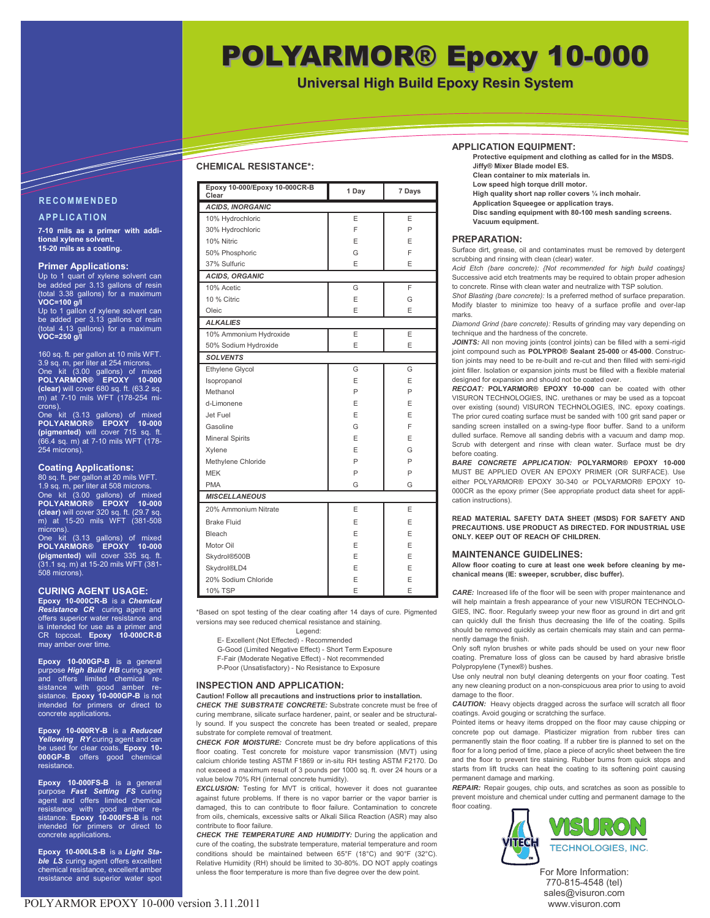# POLYARMOR® Epoxy 10-000

## Universal High Build Epoxy Resin System

### RECOMMENDED APPLICATION

**7-10 mils as a primer with additional xylene solvent.**
**15-20 mils as a coating.**

### Primer Applications:

Up to 1 quart of xylene solvent can be added per 3.13 gallons of resin (total 3.38 gallons) for a maximum **VOC=100 g/l**

Up to 1 gallon of xylene solvent can be added per 3.13 gallons of resin (total 4.13 gallons) for a maximum **VOC=250 g/l**

160 sq. ft. per gallon at 10 mils WFT. 3.9 sq. m, per liter at 254 microns. One kit (3.00 gallons) of mixed **POLYARMOR® EPOXY 10-000 (clear)** will cover 680 sq. ft. (63.2 sq. m) at 7-10 mils WFT (178-254 microns).

One kit (3.13 gallons) of mixed **POLYARMOR® EPOXY 10-000 (pigmented)** will cover 715 sq. ft. (66.4 sq. m) at 7-10 mils WFT (178-254 microns).

### Coating Applications:

80 sq. ft. per gallon at 20 mils WFT. 1.9 sq. m, per liter at 508 microns. One kit (3.00 gallons) of mixed **POLYARMOR® EPOXY 10-000 (clear)** will cover 320 sq. ft. (29.7 sq. m) at 15-20 mils WFT (381-508 microns).

One kit (3.13 gallons) of mixed **POLYARMOR® EPOXY 10-000 (pigmented)** will cover 335 sq. ft. (31.1 sq. m) at 15-20 mils WFT (381-508 microns).

### CURING AGENT USAGE:

**Epoxy 10-000CR-B** is a ***Chemical Resistance CR*** curing agent and offers superior water resistance and is intended for use as a primer and CR topcoat. **Epoxy 10-000CR-B** may amber over time.

**Epoxy 10-000GP-B** is a general purpose ***High Build HB*** curing agent and offers limited chemical resistance with good amber resistance. **Epoxy 10-000GP-B** is not intended for primers or direct to concrete applications**.**

**Epoxy 10-000RY-B** is a ***Reduced Yellowing RY*** curing agent and can be used for clear coats. **Epoxy 10-000GP-B** offers good chemical resistance.

**Epoxy 10-000FS-B** is a general purpose ***Fast Setting FS*** curing agent and offers limited chemical resistance with good amber resistance. **Epoxy 10-000FS-B** is not intended for primers or direct to concrete applications**.**

**Epoxy 10-000LS-B** is a ***Light Stable LS*** curing agent offers excellent chemical resistance, excellent amber resistance and superior water spot

### CHEMICAL RESISTANCE*:

| Epoxy 10-000/Epoxy 10-000CR-B Clear | 1 Day | 7 Days |
|---|---|---|
| ***ACIDS, INORGANIC*** | | |
| 10% Hydrochloric | E | E |
| 30% Hydrochloric | F | P |
| 10% Nitric | E | E |
| 50% Phosphoric | G | F |
| 37% Sulfuric | E | E |
| ***ACIDS, ORGANIC*** | | |
| 10% Acetic | G | F |
| 10 % Citric | E | G |
| Oleic | E | E |
| ***ALKALIES*** | | |
| 10% Ammonium Hydroxide | E | E |
| 50% Sodium Hydroxide | E | E |
| ***SOLVENTS*** | | |
| Ethylene Glycol | G | G |
| Isopropanol | E | E |
| Methanol | P | P |
| d-Limonene | E | E |
| Jet Fuel | E | E |
| Gasoline | G | F |
| Mineral Spirits | E | E |
| Xylene | E | G |
| Methylene Chloride | P | P |
| MEK | P | P |
| PMA | G | G |
| ***MISCELLANEOUS*** | | |
| 20% Ammonium Nitrate | E | E |
| Brake Fluid | E | E |
| Bleach | E | E |
| Motor Oil | E | E |
| Skydrol®500B | E | E |
| Skydrol®LD4 | E | E |
| 20% Sodium Chloride | E | E |
| 10% TSP | E | E |

*Based on spot testing of the clear coating after 14 days of cure. Pigmented versions may see reduced chemical resistance and staining.

Legend:

E- Excellent (Not Effected) - Recommended
G-Good (Limited Negative Effect) - Short Term Exposure
F-Fair (Moderate Negative Effect) - Not recommended
P-Poor (Unsatisfactory) - No Resistance to Exposure

### INSPECTION AND APPLICATION:

**Caution! Follow all precautions and instructions prior to installation.**

***CHECK THE SUBSTRATE CONCRETE:*** Substrate concrete must be free of curing membrane, silicate surface hardener, paint, or sealer and be structurally sound. If you suspect the concrete has been treated or sealed, prepare substrate for complete removal of treatment.

***CHECK FOR MOISTURE:*** Concrete must be dry before applications of this floor coating. Test concrete for moisture vapor transmission (MVT) using calcium chloride testing ASTM F1869 or in-situ RH testing ASTM F2170. Do not exceed a maximum result of 3 pounds per 1000 sq. ft. over 24 hours or a value below 70% RH (internal concrete humidity).

***EXCLUSION:*** Testing for MVT is critical, however it does not guarantee against future problems. If there is no vapor barrier or the vapor barrier is damaged, this to can contribute to floor failure. Contamination to concrete from oils, chemicals, excessive salts or Alkali Silica Reaction (ASR) may also contribute to floor failure.

***CHECK THE TEMPERATURE AND HUMIDITY:*** During the application and cure of the coating, the substrate temperature, material temperature and room conditions should be maintained between 65°F (18°C) and 90°F (32°C). Relative Humidity (RH) should be limited to 30-80%. DO NOT apply coatings unless the floor temperature is more than five degree over the dew point.

### APPLICATION EQUIPMENT:

**Protective equipment and clothing as called for in the MSDS.**
**Jiffy® Mixer Blade model ES.**
**Clean container to mix materials in.**
**Low speed high torque drill motor.**
**High quality short nap roller covers ¼ inch mohair.**
**Application Squeegee or application trays.**
**Disc sanding equipment with 80-100 mesh sanding screens.**
**Vacuum equipment.**

### PREPARATION:

Surface dirt, grease, oil and contaminates must be removed by detergent scrubbing and rinsing with clean (clear) water.

*Acid Etch (bare concrete): {Not recommended for high build coatings}* Successive acid etch treatments may be required to obtain proper adhesion to concrete. Rinse with clean water and neutralize with TSP solution.

*Shot Blasting (bare concrete):* Is a preferred method of surface preparation. Modify blaster to minimize too heavy of a surface profile and over-lap marks.

*Diamond Grind (bare concrete):* Results of grinding may vary depending on technique and the hardness of the concrete.

***JOINTS:*** All non moving joints (control joints) can be filled with a semi-rigid joint compound such as **POLYPRO® Sealant 25-000** or **45-000**. Construction joints may need to be re-built and re-cut and then filled with semi-rigid joint filler. Isolation or expansion joints must be filled with a flexible material designed for expansion and should not be coated over.

***RECOAT:*** **POLYARMOR® EPOXY 10-000** can be coated with other VISURON TECHNOLOGIES, INC. urethanes or may be used as a topcoat over existing (sound) VISURON TECHNOLOGIES, INC. epoxy coatings. The prior cured coating surface must be sanded with 100 grit sand paper or sanding screen installed on a swing-type floor buffer. Sand to a uniform dulled surface. Remove all sanding debris with a vacuum and damp mop. Scrub with detergent and rinse with clean water. Surface must be dry before coating.

***BARE CONCRETE APPLICATION:*** **POLYARMOR® EPOXY 10-000** MUST BE APPLIED OVER AN EPOXY PRIMER (OR SURFACE). Use either POLYARMOR® EPOXY 30-340 or POLYARMOR® EPOXY 10-000CR as the epoxy primer (See appropriate product data sheet for application instructions).

**READ MATERIAL SAFETY DATA SHEET (MSDS) FOR SAFETY AND PRECAUTIONS. USE PRODUCT AS DIRECTED. FOR INDUSTRIAL USE ONLY. KEEP OUT OF REACH OF CHILDREN.**

### MAINTENANCE GUIDELINES:

**Allow floor coating to cure at least one week before cleaning by mechanical means (IE: sweeper, scrubber, disc buffer).**

***CARE:*** Increased life of the floor will be seen with proper maintenance and will help maintain a fresh appearance of your new VISURON TECHNOLOGIES, INC. floor. Regularly sweep your new floor as ground in dirt and grit can quickly dull the finish thus decreasing the life of the coating. Spills should be removed quickly as certain chemicals may stain and can permanently damage the finish.

Only soft nylon brushes or white pads should be used on your new floor coating. Premature loss of gloss can be caused by hard abrasive bristle Polypropylene (Tynex®) bushes.

Use only neutral non butyl cleaning detergents on your floor coating. Test any new cleaning product on a non-conspicuous area prior to using to avoid damage to the floor.

***CAUTION:*** Heavy objects dragged across the surface will scratch all floor coatings. Avoid gouging or scratching the surface.

Pointed items or heavy items dropped on the floor may cause chipping or concrete pop out damage. Plasticizer migration from rubber tires can permanently stain the floor coating. If a rubber tire is planned to set on the floor for a long period of time, place a piece of acrylic sheet between the tire and the floor to prevent tire staining. Rubber burns from quick stops and starts from lift trucks can heat the coating to its softening point causing permanent damage and marking.

***REPAIR:*** Repair gouges, chip outs, and scratches as soon as possible to prevent moisture and chemical under cutting and permanent damage to the floor coating.

VITECH
VISURON TECHNOLOGIES, INC.

For More Information:
770-815-4548 (tel)
sales@visuron.com
www.visuron.com

POLYARMOR EPOXY 10-000 version 3.11.2011